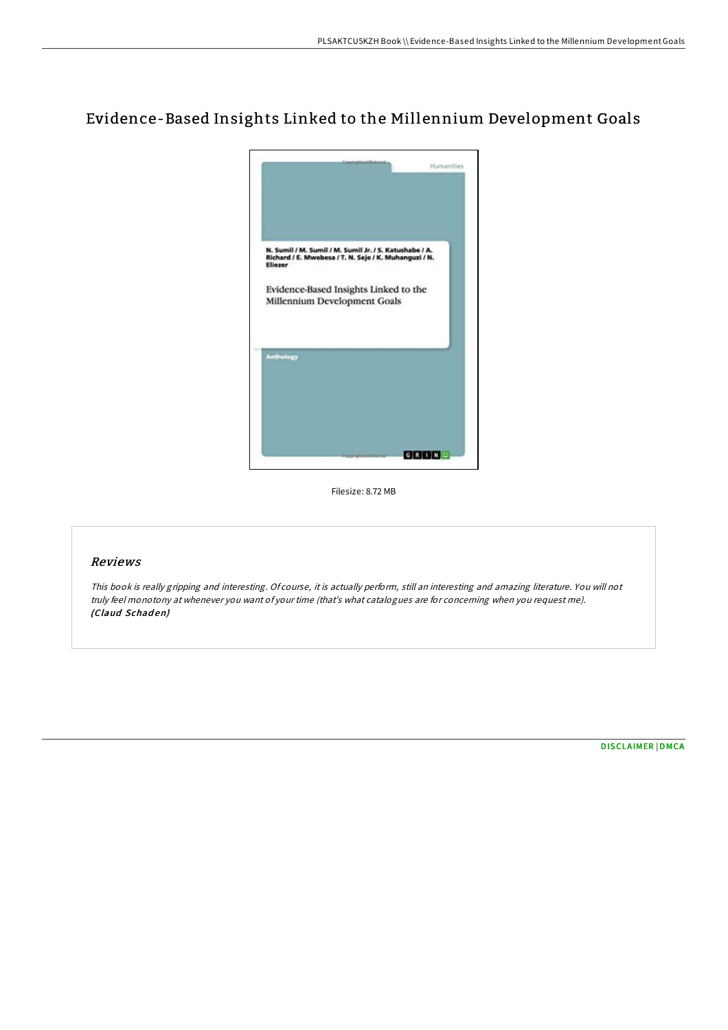# Evidence-Based Insights Linked to the Millennium Development Goals

Humanities

N. Sumil / M. Sumil / M. Sumil Jr. / S. Katushabe / A. Richard / E. Mwebesa / T. N. Seje / K. Muhanguzi / N. Eliezer

Evidence-Based Insights Linked to the Millennium Development Goals

Anthology

GRIN

Filesize: 8.72 MB

## *Reviews*

*This book is really gripping and interesting. Of course, it is actually perform, still an interesting and amazing literature. You will not truly feel monotony at whenever you want of your time (that's what catalogues are for concerning when you request me).* ***(Claud Schaden)***

DISCLAIMER | DMCA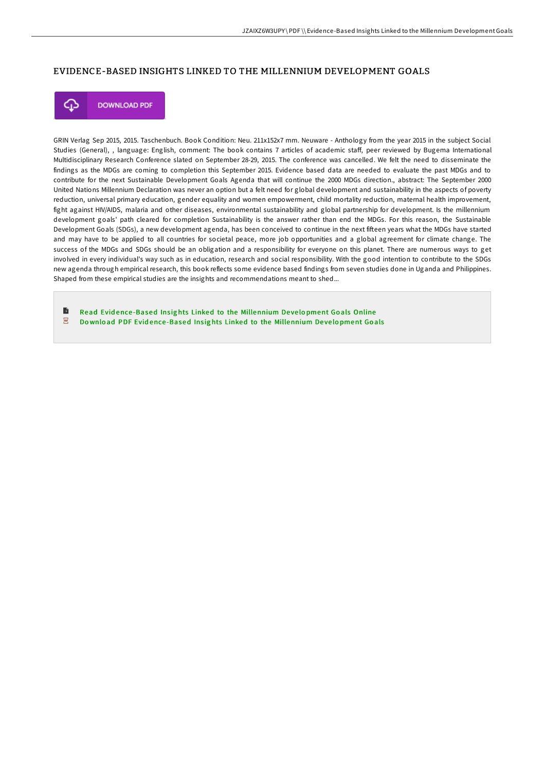## EVIDENCE-BASED INSIGHTS LINKED TO THE MILLENNIUM DEVELOPMENT GOALS

DOWNLOAD PDF

GRIN Verlag Sep 2015, 2015. Taschenbuch. Book Condition: Neu. 211x152x7 mm. Neuware - Anthology from the year 2015 in the subject Social Studies (General), , language: English, comment: The book contains 7 articles of academic staff, peer reviewed by Bugema International Multidisciplinary Research Conference slated on September 28-29, 2015. The conference was cancelled. We felt the need to disseminate the findings as the MDGs are coming to completion this September 2015. Evidence based data are needed to evaluate the past MDGs and to contribute for the next Sustainable Development Goals Agenda that will continue the 2000 MDGs direction., abstract: The September 2000 United Nations Millennium Declaration was never an option but a felt need for global development and sustainability in the aspects of poverty reduction, universal primary education, gender equality and women empowerment, child mortality reduction, maternal health improvement, fight against HIV/AIDS, malaria and other diseases, environmental sustainability and global partnership for development. Is the millennium development goals' path cleared for completion Sustainability is the answer rather than end the MDGs. For this reason, the Sustainable Development Goals (SDGs), a new development agenda, has been conceived to continue in the next fifteen years what the MDGs have started and may have to be applied to all countries for societal peace, more job opportunities and a global agreement for climate change. The success of the MDGs and SDGs should be an obligation and a responsibility for everyone on this planet. There are numerous ways to get involved in every individual's way such as in education, research and social responsibility. With the good intention to contribute to the SDGs new agenda through empirical research, this book reflects some evidence based findings from seven studies done in Uganda and Philippines. Shaped from these empirical studies are the insights and recommendations meant to shed...

- Read Evidence-Based Insights Linked to the Millennium Development Goals Online
- Download PDF Evidence-Based Insights Linked to the Millennium Development Goals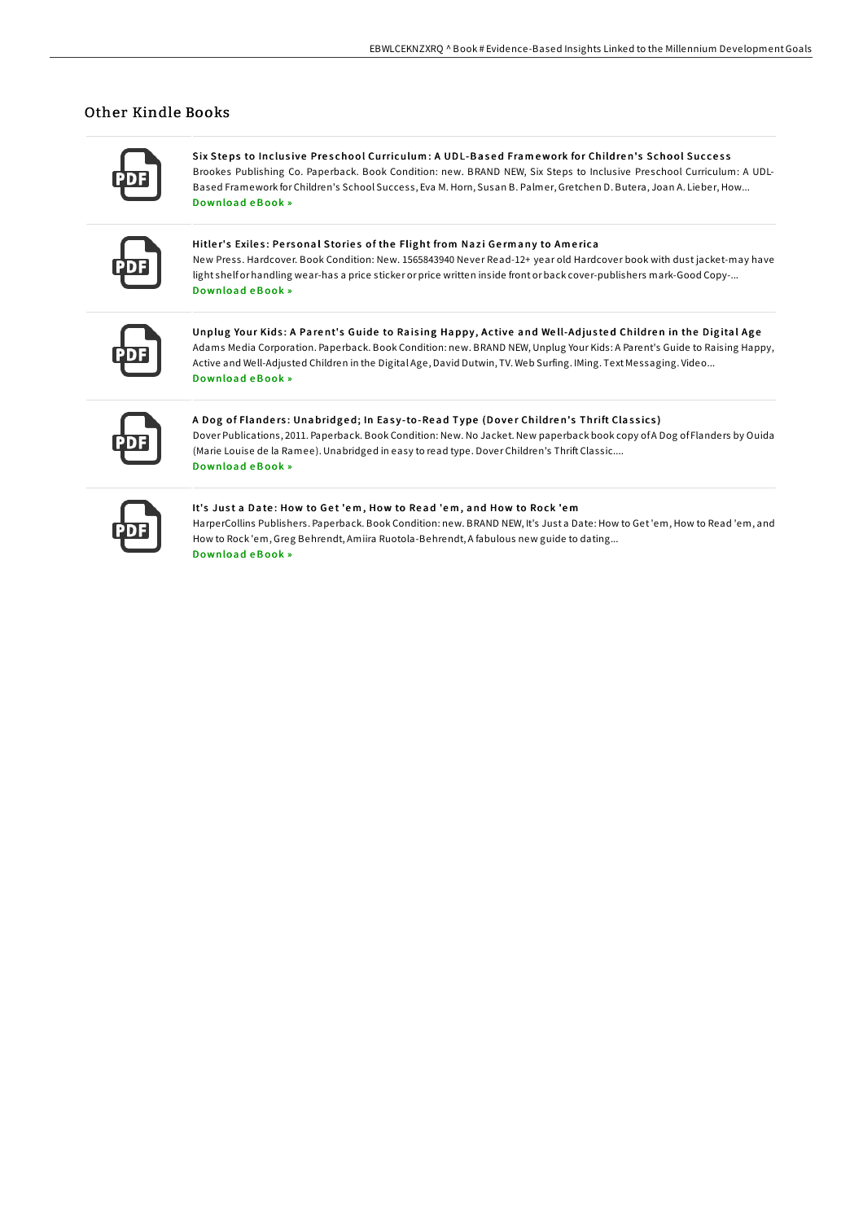## Other Kindle Books

**Six Steps to Inclusive Preschool Curriculum: A UDL-Based Framework for Children's School Success**
Brookes Publishing Co. Paperback. Book Condition: new. BRAND NEW, Six Steps to Inclusive Preschool Curriculum: A UDL-Based Framework for Children's School Success, Eva M. Horn, Susan B. Palmer, Gretchen D. Butera, Joan A. Lieber, How...
Download eBook »

**Hitler's Exiles: Personal Stories of the Flight from Nazi Germany to America**
New Press. Hardcover. Book Condition: New. 1565843940 Never Read-12+ year old Hardcover book with dust jacket-may have light shelf or handling wear-has a price sticker or price written inside front or back cover-publishers mark-Good Copy-...
Download eBook »

**Unplug Your Kids: A Parent's Guide to Raising Happy, Active and Well-Adjusted Children in the Digital Age**
Adams Media Corporation. Paperback. Book Condition: new. BRAND NEW, Unplug Your Kids: A Parent's Guide to Raising Happy, Active and Well-Adjusted Children in the Digital Age, David Dutwin, TV. Web Surfing. IMing. Text Messaging. Video...
Download eBook »

**A Dog of Flanders: Unabridged; In Easy-to-Read Type (Dover Children's Thrift Classics)**
Dover Publications, 2011. Paperback. Book Condition: New. No Jacket. New paperback book copy of A Dog of Flanders by Ouida (Marie Louise de la Ramee). Unabridged in easy to read type. Dover Children's Thrift Classic....
Download eBook »

**It's Just a Date: How to Get 'em, How to Read 'em, and How to Rock 'em**
HarperCollins Publishers. Paperback. Book Condition: new. BRAND NEW, It's Just a Date: How to Get 'em, How to Read 'em, and How to Rock 'em, Greg Behrendt, Amiira Ruotola-Behrendt, A fabulous new guide to dating...
Download eBook »